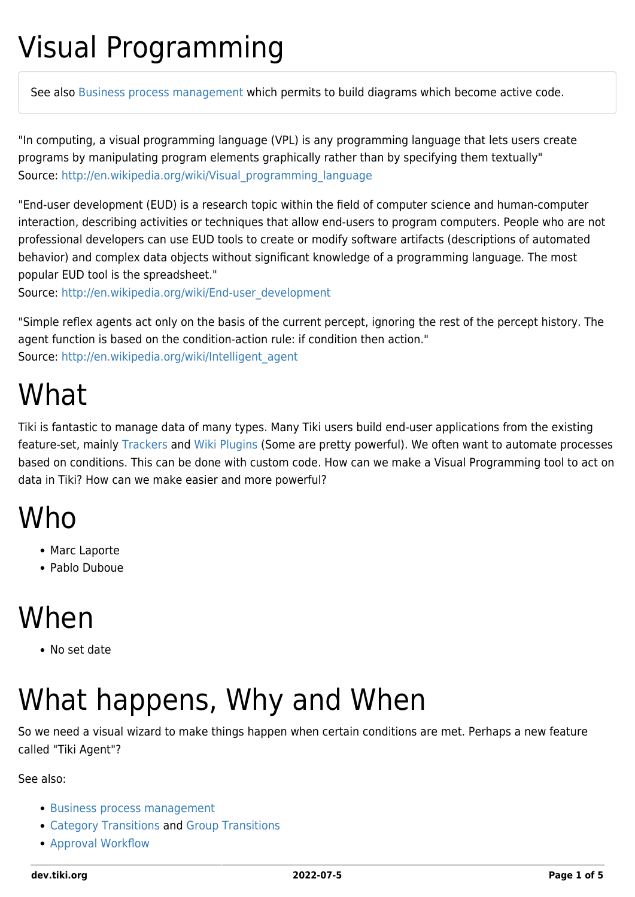# Visual Programming

See also Business process management which permits to build diagrams which become active code.

"In computing, a visual programming language (VPL) is any programming language that lets users create programs by manipulating program elements graphically rather than by specifying them textually"
Source: http://en.wikipedia.org/wiki/Visual_programming_language

"End-user development (EUD) is a research topic within the field of computer science and human-computer interaction, describing activities or techniques that allow end-users to program computers. People who are not professional developers can use EUD tools to create or modify software artifacts (descriptions of automated behavior) and complex data objects without significant knowledge of a programming language. The most popular EUD tool is the spreadsheet."
Source: http://en.wikipedia.org/wiki/End-user_development

"Simple reflex agents act only on the basis of the current percept, ignoring the rest of the percept history. The agent function is based on the condition-action rule: if condition then action."
Source: http://en.wikipedia.org/wiki/Intelligent_agent

# What

Tiki is fantastic to manage data of many types. Many Tiki users build end-user applications from the existing feature-set, mainly Trackers and Wiki Plugins (Some are pretty powerful). We often want to automate processes based on conditions. This can be done with custom code. How can we make a Visual Programming tool to act on data in Tiki? How can we make easier and more powerful?

# Who

- Marc Laporte
- Pablo Duboue

# When

- No set date

# What happens, Why and When

So we need a visual wizard to make things happen when certain conditions are met. Perhaps a new feature called "Tiki Agent"?

See also:

- Business process management
- Category Transitions and Group Transitions
- Approval Workflow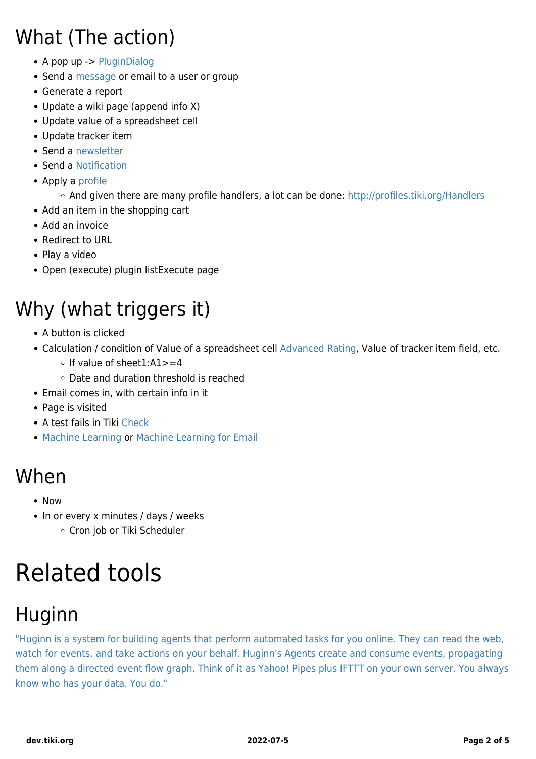## What (The action)

- A pop up -> PluginDialog
- Send a message or email to a user or group
- Generate a report
- Update a wiki page (append info X)
- Update value of a spreadsheet cell
- Update tracker item
- Send a newsletter
- Send a Notification
- Apply a profile
  - And given there are many profile handlers, a lot can be done: http://profiles.tiki.org/Handlers
- Add an item in the shopping cart
- Add an invoice
- Redirect to URL
- Play a video
- Open (execute) plugin listExecute page

## Why (what triggers it)

- A button is clicked
- Calculation / condition of Value of a spreadsheet cell Advanced Rating, Value of tracker item field, etc.
  - If value of sheet1:A1>=4
  - Date and duration threshold is reached
- Email comes in, with certain info in it
- Page is visited
- A test fails in Tiki Check
- Machine Learning or Machine Learning for Email

## When

- Now
- In or every x minutes / days / weeks
  - Cron job or Tiki Scheduler

# Related tools

## Huginn

"Huginn is a system for building agents that perform automated tasks for you online. They can read the web, watch for events, and take actions on your behalf. Huginn's Agents create and consume events, propagating them along a directed event flow graph. Think of it as Yahoo! Pipes plus IFTTT on your own server. You always know who has your data. You do."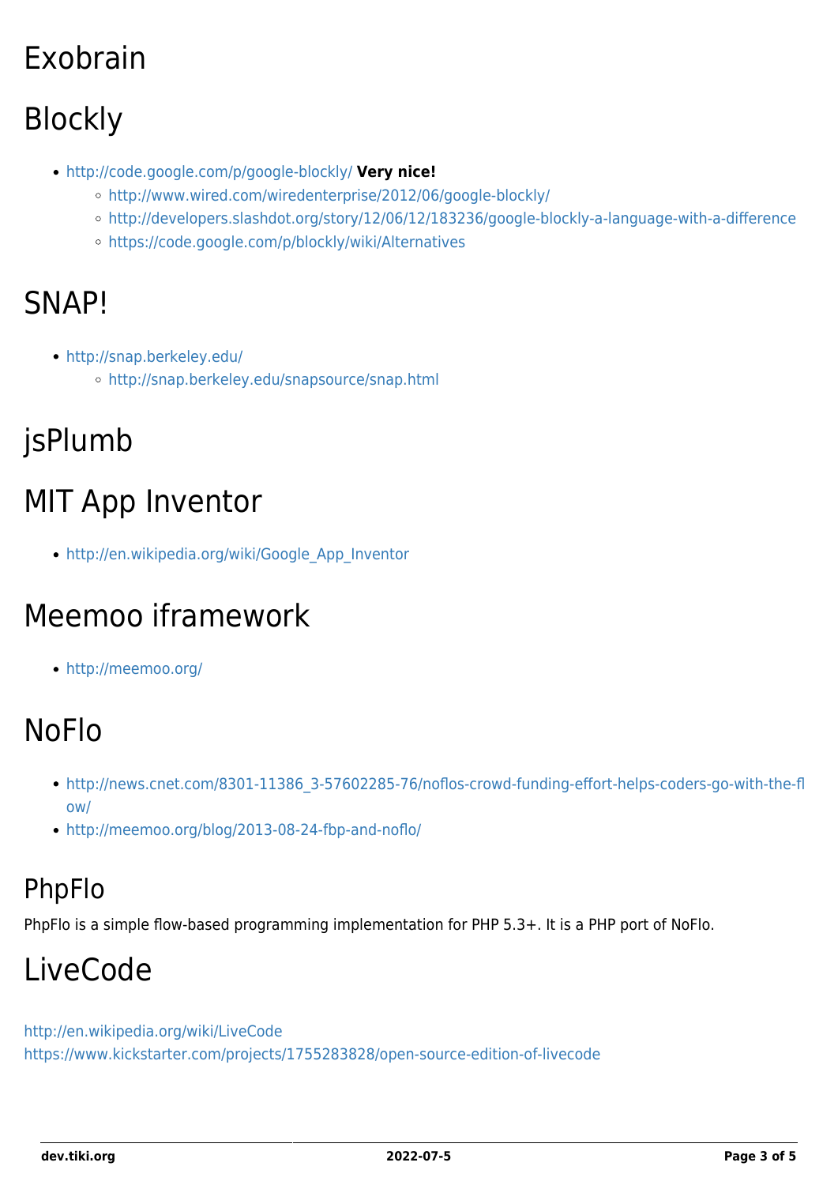# Exobrain

# Blockly

- http://code.google.com/p/google-blockly/ **Very nice!**
  - http://www.wired.com/wiredenterprise/2012/06/google-blockly/
  - http://developers.slashdot.org/story/12/06/12/183236/google-blockly-a-language-with-a-difference
  - https://code.google.com/p/blockly/wiki/Alternatives

# SNAP!

- http://snap.berkeley.edu/
  - http://snap.berkeley.edu/snapsource/snap.html

# jsPlumb

# MIT App Inventor

- http://en.wikipedia.org/wiki/Google_App_Inventor

# Meemoo iframework

- http://meemoo.org/

# NoFlo

- http://news.cnet.com/8301-11386_3-57602285-76/noflos-crowd-funding-effort-helps-coders-go-with-the-flow/
- http://meemoo.org/blog/2013-08-24-fbp-and-noflo/

## PhpFlo

PhpFlo is a simple flow-based programming implementation for PHP 5.3+. It is a PHP port of NoFlo.

# LiveCode

http://en.wikipedia.org/wiki/LiveCode
https://www.kickstarter.com/projects/1755283828/open-source-edition-of-livecode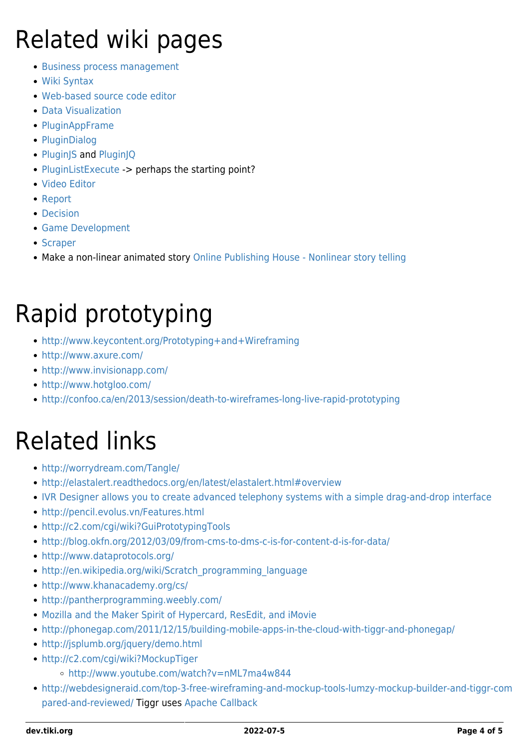# Related wiki pages

- Business process management
- Wiki Syntax
- Web-based source code editor
- Data Visualization
- PluginAppFrame
- PluginDialog
- PluginJS and PluginJQ
- PluginListExecute -> perhaps the starting point?
- Video Editor
- Report
- Decision
- Game Development
- Scraper
- Make a non-linear animated story Online Publishing House - Nonlinear story telling

# Rapid prototyping

- http://www.keycontent.org/Prototyping+and+Wireframing
- http://www.axure.com/
- http://www.invisionapp.com/
- http://www.hotgloo.com/
- http://confoo.ca/en/2013/session/death-to-wireframes-long-live-rapid-prototyping

# Related links

- http://worrydream.com/Tangle/
- http://elastalert.readthedocs.org/en/latest/elastalert.html#overview
- IVR Designer allows you to create advanced telephony systems with a simple drag-and-drop interface
- http://pencil.evolus.vn/Features.html
- http://c2.com/cgi/wiki?GuiPrototypingTools
- http://blog.okfn.org/2012/03/09/from-cms-to-dms-c-is-for-content-d-is-for-data/
- http://www.dataprotocols.org/
- http://en.wikipedia.org/wiki/Scratch_programming_language
- http://www.khanacademy.org/cs/
- http://pantherprogramming.weebly.com/
- Mozilla and the Maker Spirit of Hypercard, ResEdit, and iMovie
- http://phonegap.com/2011/12/15/building-mobile-apps-in-the-cloud-with-tiggr-and-phonegap/
- http://jsplumb.org/jquery/demo.html
- http://c2.com/cgi/wiki?MockupTiger
  - http://www.youtube.com/watch?v=nML7ma4w844
- http://webdesigneraid.com/top-3-free-wireframing-and-mockup-tools-lumzy-mockup-builder-and-tiggr-compared-and-reviewed/ Tiggr uses Apache Callback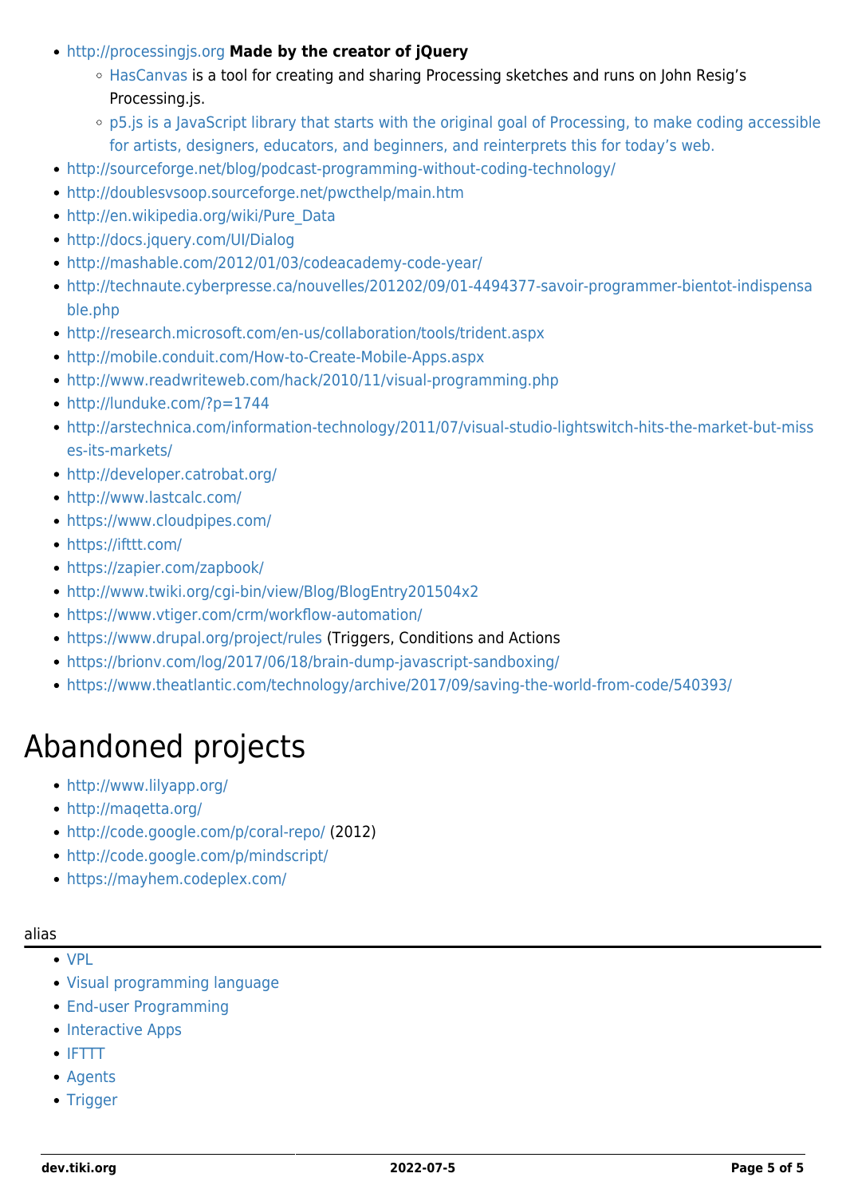- http://processingjs.org **Made by the creator of jQuery**
  - HasCanvas is a tool for creating and sharing Processing sketches and runs on John Resig's Processing.js.
  - p5.js is a JavaScript library that starts with the original goal of Processing, to make coding accessible for artists, designers, educators, and beginners, and reinterprets this for today's web.
- http://sourceforge.net/blog/podcast-programming-without-coding-technology/
- http://doublesvsoop.sourceforge.net/pwcthelp/main.htm
- http://en.wikipedia.org/wiki/Pure_Data
- http://docs.jquery.com/UI/Dialog
- http://mashable.com/2012/01/03/codeacademy-code-year/
- http://technaute.cyberpresse.ca/nouvelles/201202/09/01-4494377-savoir-programmer-bientot-indispensable.php
- http://research.microsoft.com/en-us/collaboration/tools/trident.aspx
- http://mobile.conduit.com/How-to-Create-Mobile-Apps.aspx
- http://www.readwriteweb.com/hack/2010/11/visual-programming.php
- http://lunduke.com/?p=1744
- http://arstechnica.com/information-technology/2011/07/visual-studio-lightswitch-hits-the-market-but-misses-its-markets/
- http://developer.catrobat.org/
- http://www.lastcalc.com/
- https://www.cloudpipes.com/
- https://ifttt.com/
- https://zapier.com/zapbook/
- http://www.twiki.org/cgi-bin/view/Blog/BlogEntry201504x2
- https://www.vtiger.com/crm/workflow-automation/
- https://www.drupal.org/project/rules (Triggers, Conditions and Actions
- https://brionv.com/log/2017/06/18/brain-dump-javascript-sandboxing/
- https://www.theatlantic.com/technology/archive/2017/09/saving-the-world-from-code/540393/

# Abandoned projects

- http://www.lilyapp.org/
- http://maqetta.org/
- http://code.google.com/p/coral-repo/ (2012)
- http://code.google.com/p/mindscript/
- https://mayhem.codeplex.com/

alias

- VPL
- Visual programming language
- End-user Programming
- Interactive Apps
- IFTTT
- Agents
- Trigger